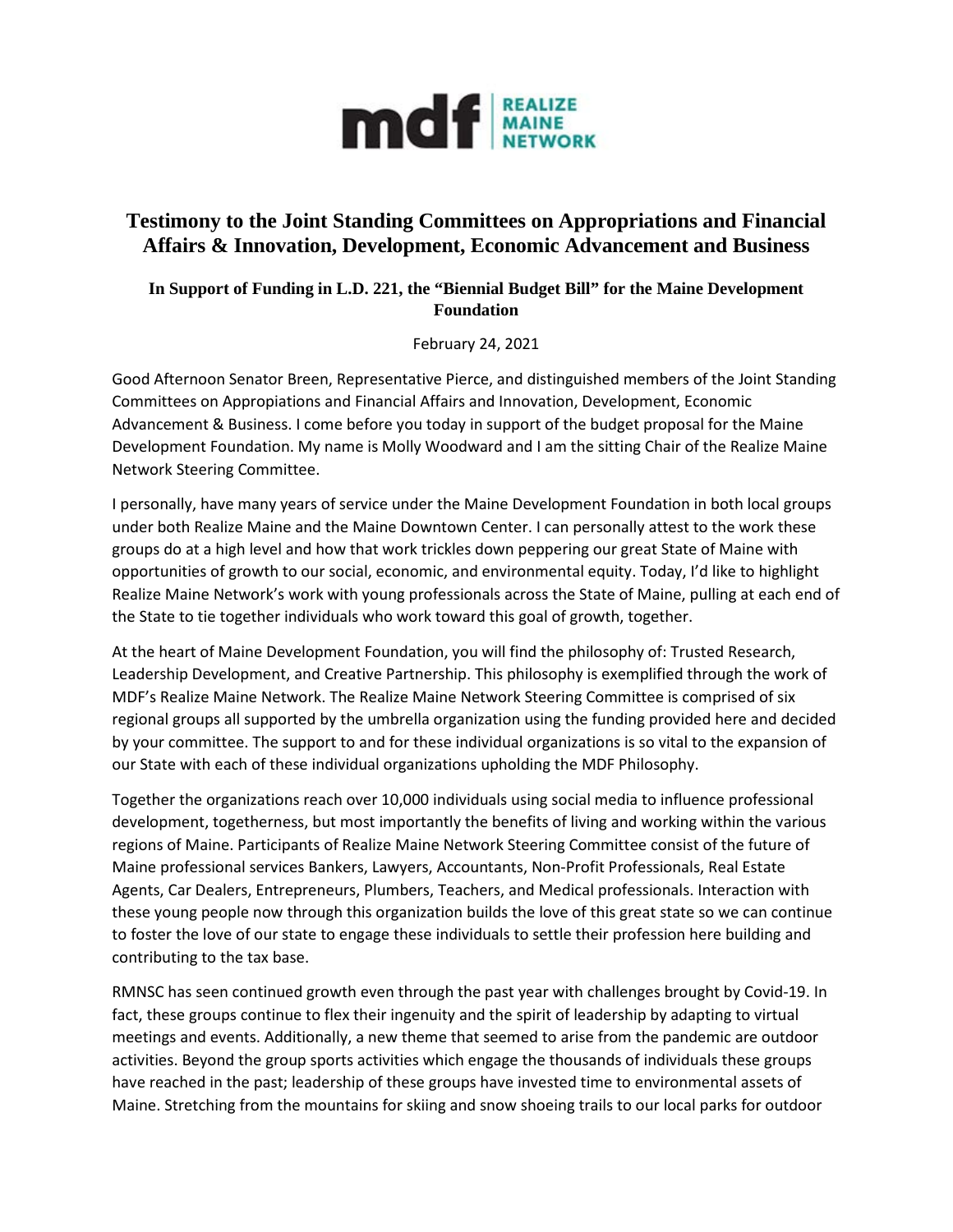# Testimony to the Joint Standing Committees on Appropriations and Financial Affairs & Innovation, Development, Economic Advancement and Business

### In Support of Funding in L.D. 221, the "Biennial Budget Bill" for the Maine Development Foundation

February 24, 2021

Good Afternoon Senator Breen, Representative Pierce, and distinguished members of the Joint Standing Committees on Appropiations and Financial Affairs and Innovation, Development, Economic Advancement & Business. I come before you today in support of the budget proposal for the Maine Development Foundation. My name is Molly Woodward and I am the sitting Chair of the Realize Maine Network Steering Committee.

I personally, have many years of service under the Maine Development Foundation in both local groups under both Realize Maine and the Maine Downtown Center. I can personally attest to the work these groups do at a high level and how that work trickles down peppering our great State of Maine with opportunities of growth to our social, economic, and environmental equity. Today, I'd like to highlight Realize Maine Network's work with young professionals across the State of Maine, pulling at each end of the State to tie together individuals who work toward this goal of growth, together.

At the heart of Maine Development Foundation, you will find the philosophy of: Trusted Research, Leadership Development, and Creative Partnership. This philosophy is exemplified through the work of MDF's Realize Maine Network. The Realize Maine Network Steering Committee is comprised of six regional groups all supported by the umbrella organization using the funding provided here and decided by your committee. The support to and for these individual organizations is so vital to the expansion of our State with each of these individual organizations upholding the MDF Philosophy.

Together the organizations reach over 10,000 individuals using social media to influence professional development, togetherness, but most importantly the benefits of living and working within the various regions of Maine. Participants of Realize Maine Network Steering Committee consist of the future of Maine professional services Bankers, Lawyers, Accountants, Non-Profit Professionals, Real Estate Agents, Car Dealers, Entrepreneurs, Plumbers, Teachers, and Medical professionals. Interaction with these young people now through this organization builds the love of this great state so we can continue to foster the love of our state to engage these individuals to settle their profession here building and contributing to the tax base.

RMNSC has seen continued growth even through the past year with challenges brought by Covid-19. In fact, these groups continue to flex their ingenuity and the spirit of leadership by adapting to virtual meetings and events. Additionally, a new theme that seemed to arise from the pandemic are outdoor activities. Beyond the group sports activities which engage the thousands of individuals these groups have reached in the past; leadership of these groups have invested time to environmental assets of Maine. Stretching from the mountains for skiing and snow shoeing trails to our local parks for outdoor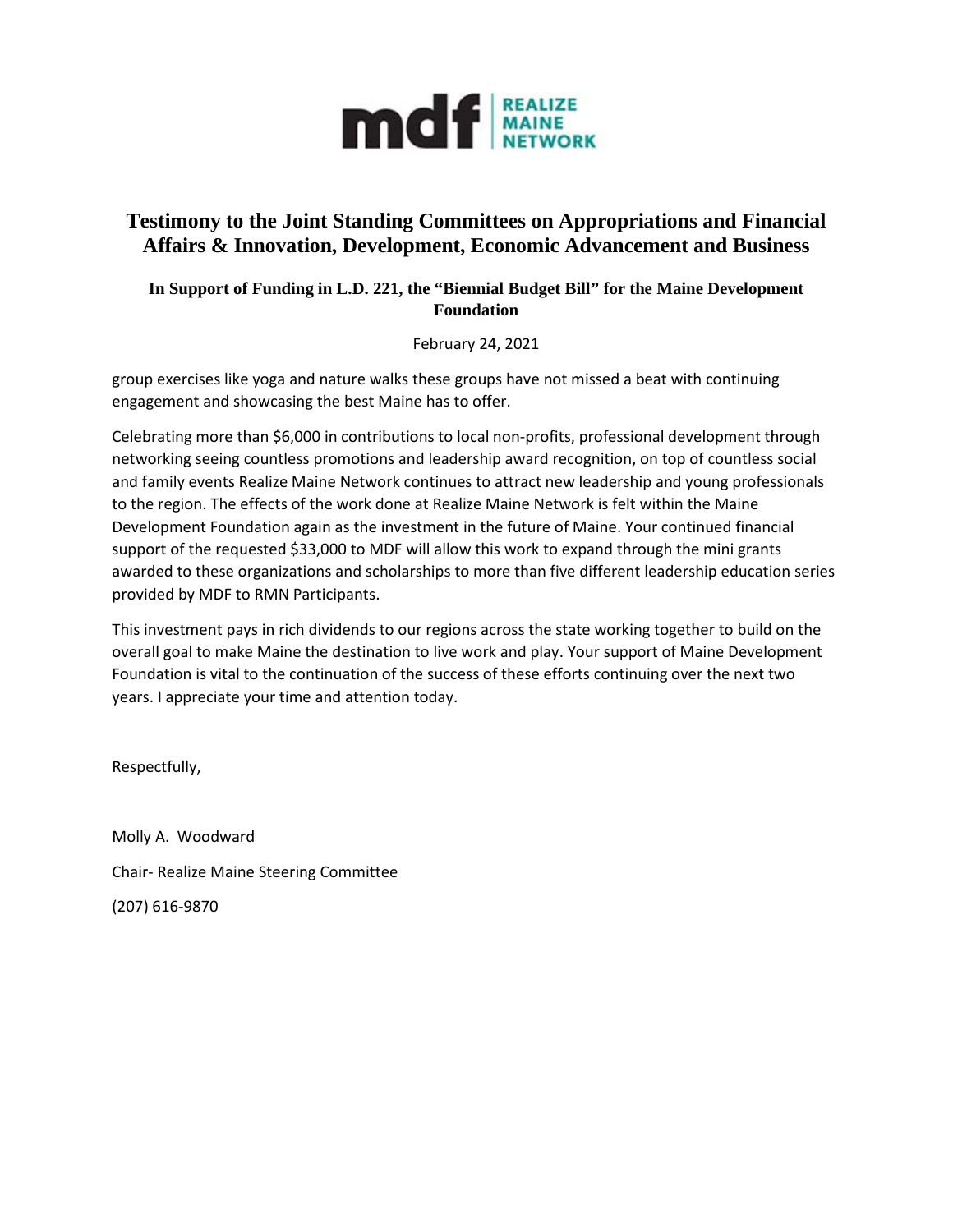# Testimony to the Joint Standing Committees on Appropriations and Financial Affairs & Innovation, Development, Economic Advancement and Business

**In Support of Funding in L.D. 221, the "Biennial Budget Bill" for the Maine Development Foundation**

February 24, 2021

group exercises like yoga and nature walks these groups have not missed a beat with continuing engagement and showcasing the best Maine has to offer.

Celebrating more than $6,000 in contributions to local non-profits, professional development through networking seeing countless promotions and leadership award recognition, on top of countless social and family events Realize Maine Network continues to attract new leadership and young professionals to the region. The effects of the work done at Realize Maine Network is felt within the Maine Development Foundation again as the investment in the future of Maine. Your continued financial support of the requested $33,000 to MDF will allow this work to expand through the mini grants awarded to these organizations and scholarships to more than five different leadership education series provided by MDF to RMN Participants.

This investment pays in rich dividends to our regions across the state working together to build on the overall goal to make Maine the destination to live work and play. Your support of Maine Development Foundation is vital to the continuation of the success of these efforts continuing over the next two years. I appreciate your time and attention today.

Respectfully,

Molly A. Woodward

Chair- Realize Maine Steering Committee

(207) 616-9870